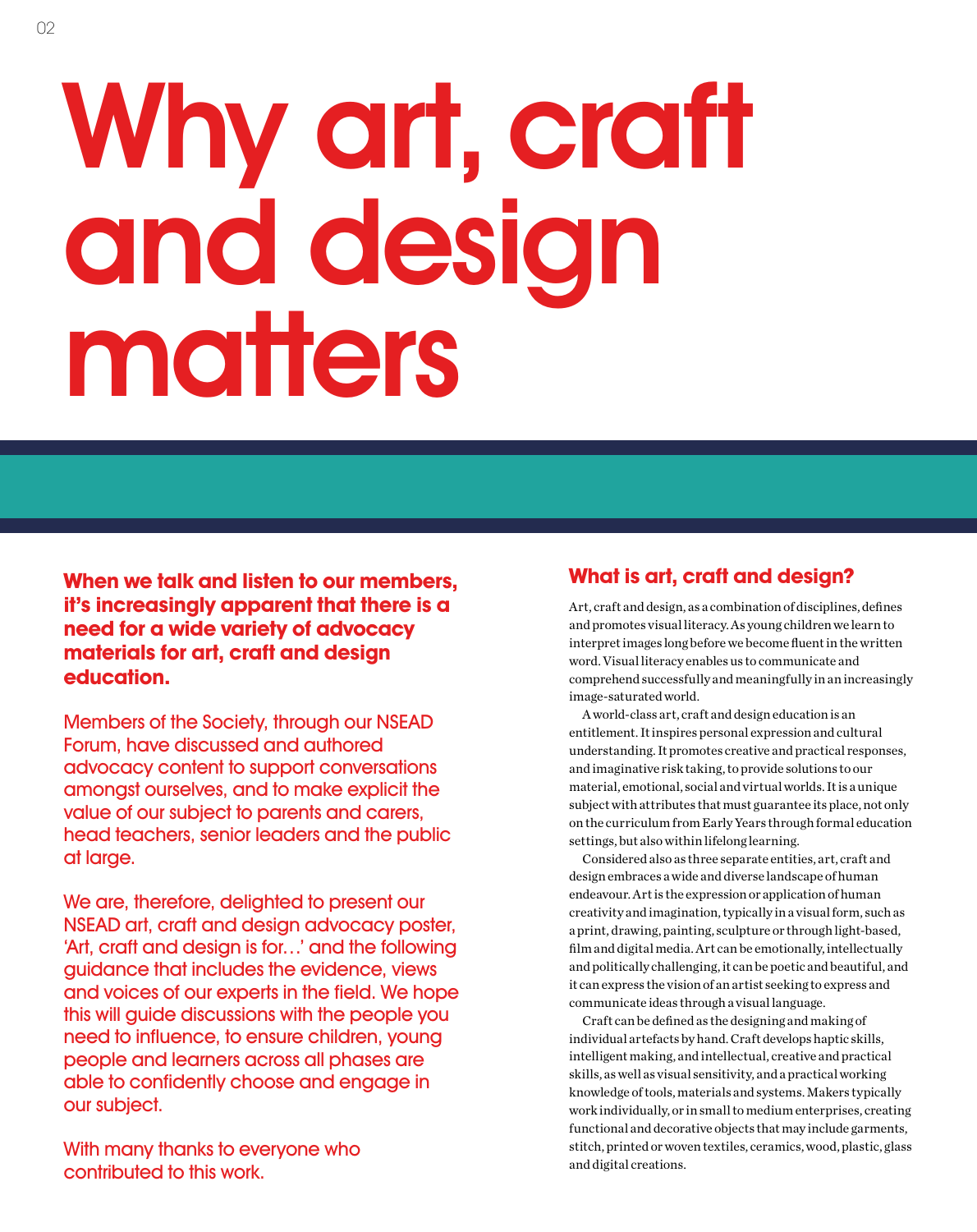# Why art, craft and design matters

**When we talk and listen to our members, it's increasingly apparent that there is a need for a wide variety of advocacy materials for art, craft and design education.**

Members of the Society, through our NSEAD Forum, have discussed and authored advocacy content to support conversations amongst ourselves, and to make explicit the value of our subject to parents and carers, head teachers, senior leaders and the public at large.

We are, therefore, delighted to present our NSEAD art, craft and design advocacy poster, 'Art, craft and design is for…' and the following guidance that includes the evidence, views and voices of our experts in the field. We hope this will guide discussions with the people you need to influence, to ensure children, young people and learners across all phases are able to confidently choose and engage in our subject.

With many thanks to everyone who contributed to this work.

## What is art, craft and design?

Art, craft and design, as a combination of disciplines, defines and promotes visual literacy. As young children we learn to interpret images long before we become fluent in the written word. Visual literacy enables us to communicate and comprehend successfully and meaningfully in an increasingly image-saturated world.

A world-class art, craft and design education is an entitlement. It inspires personal expression and cultural understanding. It promotes creative and practical responses, and imaginative risk taking, to provide solutions to our material, emotional, social and virtual worlds. It is a unique subject with attributes that must guarantee its place, not only on the curriculum from Early Years through formal education settings, but also within lifelong learning.

Considered also as three separate entities, art, craft and design embraces a wide and diverse landscape of human endeavour. Art is the expression or application of human creativity and imagination, typically in a visual form, such as a print, drawing, painting, sculpture or through light-based, film and digital media. Art can be emotionally, intellectually and politically challenging, it can be poetic and beautiful, and it can express the vision of an artist seeking to express and communicate ideas through a visual language.

Craft can be defined as the designing and making of individual artefacts by hand. Craft develops haptic skills, intelligent making, and intellectual, creative and practical skills, as well as visual sensitivity, and a practical working knowledge of tools, materials and systems. Makers typically work individually, or in small to medium enterprises, creating functional and decorative objects that may include garments, stitch, printed or woven textiles, ceramics, wood, plastic, glass and digital creations.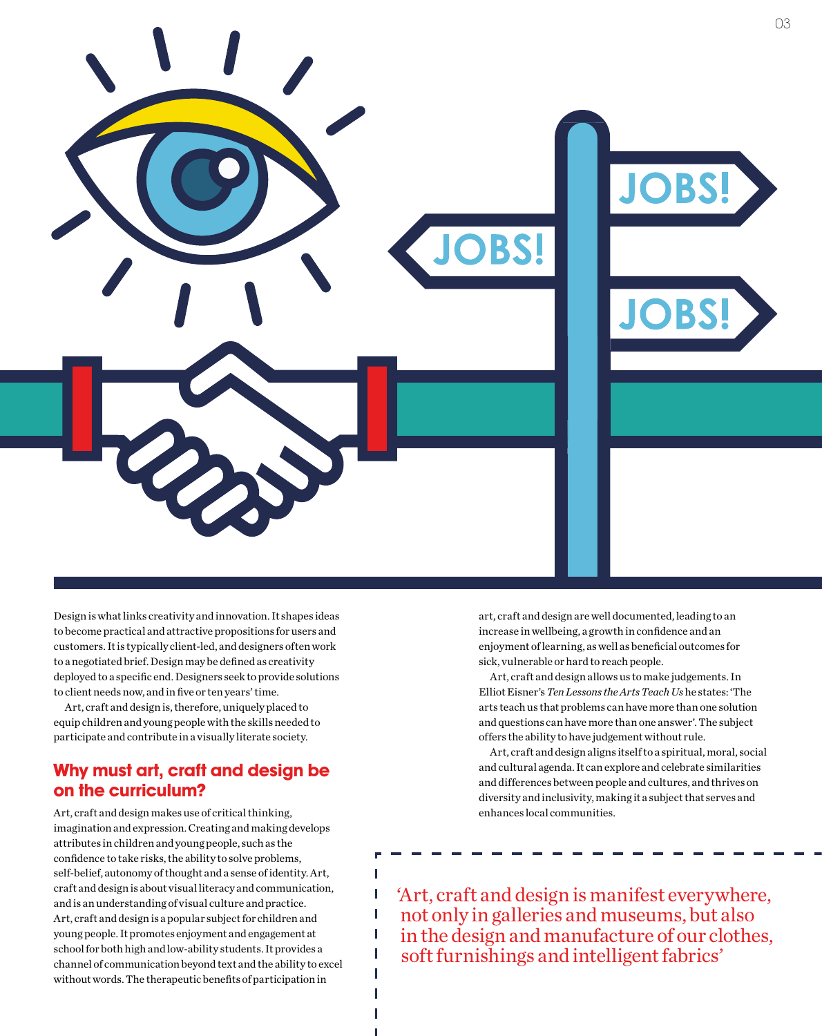Design is what links creativity and innovation. It shapes ideas to become practical and attractive propositions for users and customers. It is typically client-led, and designers often work to a negotiated brief. Design may be defined as creativity deployed to a specific end. Designers seek to provide solutions to client needs now, and in five or ten years' time.

Art, craft and design is, therefore, uniquely placed to equip children and young people with the skills needed to participate and contribute in a visually literate society.

## Why must art, craft and design be on the curriculum?

Art, craft and design makes use of critical thinking, imagination and expression. Creating and making develops attributes in children and young people, such as the confidence to take risks, the ability to solve problems, self-belief, autonomy of thought and a sense of identity. Art, craft and design is about visual literacy and communication, and is an understanding of visual culture and practice. Art, craft and design is a popular subject for children and young people. It promotes enjoyment and engagement at school for both high and low-ability students. It provides a channel of communication beyond text and the ability to excel without words. The therapeutic benefits of participation in art, craft and design are well documented, leading to an increase in wellbeing, a growth in confidence and an enjoyment of learning, as well as beneficial outcomes for sick, vulnerable or hard to reach people.

Art, craft and design allows us to make judgements. In Elliot Eisner's *Ten Lessons the Arts Teach Us* he states: 'The arts teach us that problems can have more than one solution and questions can have more than one answer'. The subject offers the ability to have judgement without rule.

Art, craft and design aligns itself to a spiritual, moral, social and cultural agenda. It can explore and celebrate similarities and differences between people and cultures, and thrives on diversity and inclusivity, making it a subject that serves and enhances local communities.

> 'Art, craft and design is manifest everywhere, not only in galleries and museums, but also in the design and manufacture of our clothes, soft furnishings and intelligent fabrics'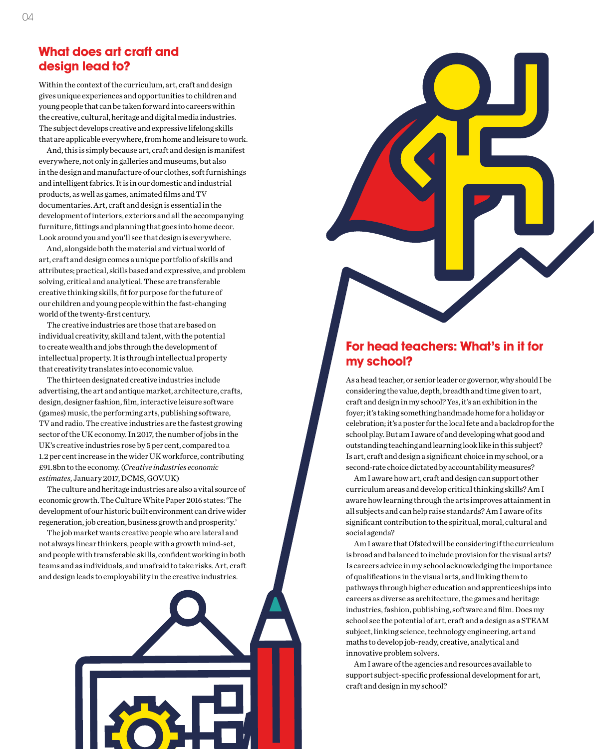## What does art craft and design lead to?

Within the context of the curriculum, art, craft and design gives unique experiences and opportunities to children and young people that can be taken forward into careers within the creative, cultural, heritage and digital media industries. The subject develops creative and expressive lifelong skills that are applicable everywhere, from home and leisure to work.

And, this is simply because art, craft and design is manifest everywhere, not only in galleries and museums, but also in the design and manufacture of our clothes, soft furnishings and intelligent fabrics. It is in our domestic and industrial products, as well as games, animated films and TV documentaries. Art, craft and design is essential in the development of interiors, exteriors and all the accompanying furniture, fittings and planning that goes into home decor. Look around you and you'll see that design is everywhere.

And, alongside both the material and virtual world of art, craft and design comes a unique portfolio of skills and attributes; practical, skills based and expressive, and problem solving, critical and analytical. These are transferable creative thinking skills, fit for purpose for the future of our children and young people within the fast-changing world of the twenty-first century.

The creative industries are those that are based on individual creativity, skill and talent, with the potential to create wealth and jobs through the development of intellectual property. It is through intellectual property that creativity translates into economic value.

The thirteen designated creative industries include advertising, the art and antique market, architecture, crafts, design, designer fashion, film, interactive leisure software (games) music, the performing arts, publishing software, TV and radio. The creative industries are the fastest growing sector of the UK economy. In 2017, the number of jobs in the UK's creative industries rose by 5 per cent, compared to a 1.2 per cent increase in the wider UK workforce, contributing £91.8bn to the economy. (*Creative industries economic estimates*, January 2017, DCMS, GOV.UK)

The culture and heritage industries are also a vital source of economic growth. The Culture White Paper 2016 states: 'The development of our historic built environment can drive wider regeneration, job creation, business growth and prosperity.'

The job market wants creative people who are lateral and not always linear thinkers, people with a growth mind-set, and people with transferable skills, confident working in both teams and as individuals, and unafraid to take risks. Art, craft and design leads to employability in the creative industries.

## For head teachers: What's in it for my school?

As a head teacher, or senior leader or governor, why should I be considering the value, depth, breadth and time given to art, craft and design in my school? Yes, it's an exhibition in the foyer; it's taking something handmade home for a holiday or celebration; it's a poster for the local fete and a backdrop for the school play. But am I aware of and developing what good and outstanding teaching and learning look like in this subject? Is art, craft and design a significant choice in my school, or a second-rate choice dictated by accountability measures?

Am I aware how art, craft and design can support other curriculum areas and develop critical thinking skills? Am I aware how learning through the arts improves attainment in all subjects and can help raise standards? Am I aware of its significant contribution to the spiritual, moral, cultural and social agenda?

Am I aware that Ofsted will be considering if the curriculum is broad and balanced to include provision for the visual arts? Is careers advice in my school acknowledging the importance of qualifications in the visual arts, and linking them to pathways through higher education and apprenticeships into careers as diverse as architecture, the games and heritage industries, fashion, publishing, software and film. Does my school see the potential of art, craft and a design as a STEAM subject, linking science, technology engineering, art and maths to develop job-ready, creative, analytical and innovative problem solvers.

Am I aware of the agencies and resources available to support subject-specific professional development for art, craft and design in my school?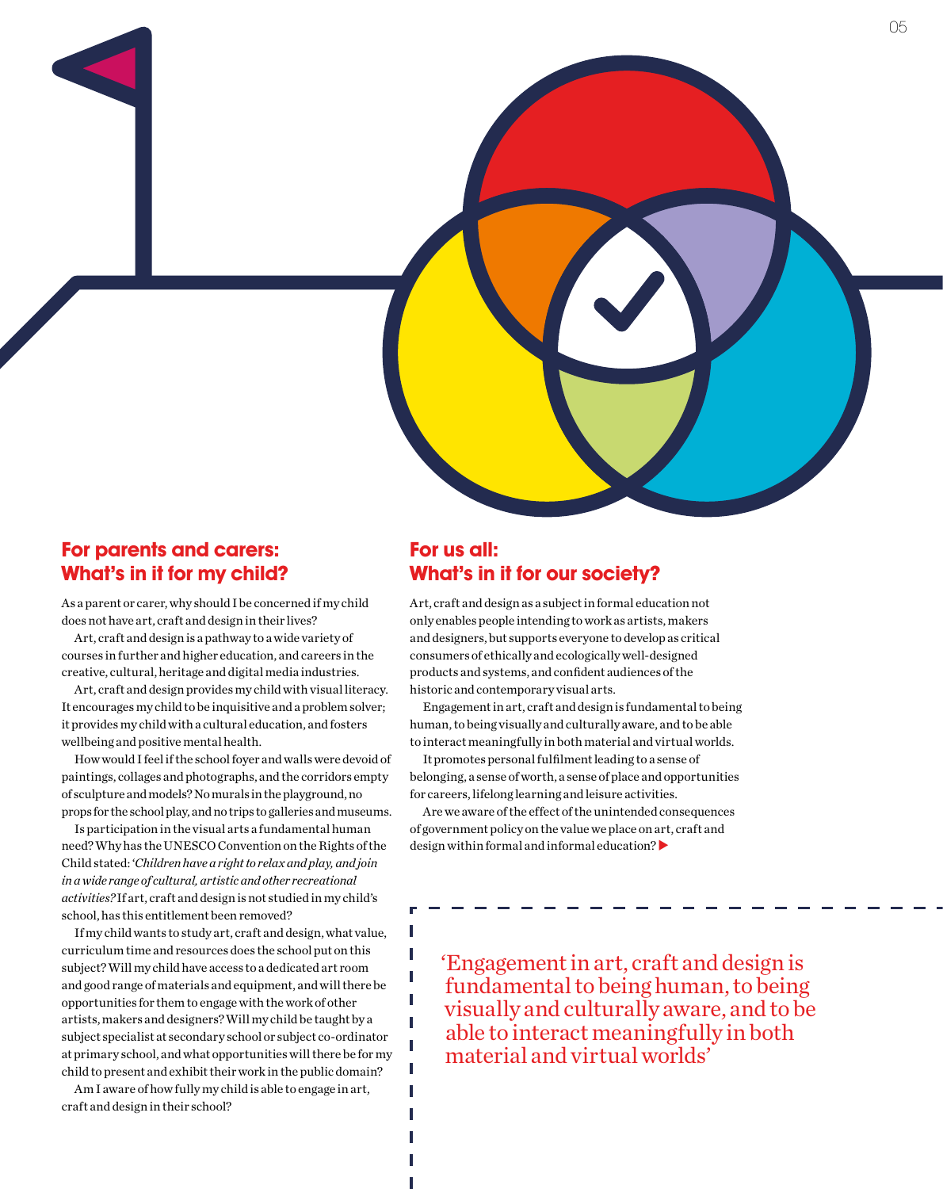## For parents and carers: What's in it for my child?

As a parent or carer, why should I be concerned if my child does not have art, craft and design in their lives?

Art, craft and design is a pathway to a wide variety of courses in further and higher education, and careers in the creative, cultural, heritage and digital media industries.

Art, craft and design provides my child with visual literacy. It encourages my child to be inquisitive and a problem solver; it provides my child with a cultural education, and fosters wellbeing and positive mental health.

How would I feel if the school foyer and walls were devoid of paintings, collages and photographs, and the corridors empty of sculpture and models? No murals in the playground, no props for the school play, and no trips to galleries and museums.

Is participation in the visual arts a fundamental human need? Why has the UNESCO Convention on the Rights of the Child stated: '*Children have a right to relax and play, and join in a wide range of cultural, artistic and other recreational activities?*' If art, craft and design is not studied in my child's school, has this entitlement been removed?

If my child wants to study art, craft and design, what value, curriculum time and resources does the school put on this subject? Will my child have access to a dedicated art room and good range of materials and equipment, and will there be opportunities for them to engage with the work of other artists, makers and designers? Will my child be taught by a subject specialist at secondary school or subject co-ordinator at primary school, and what opportunities will there be for my child to present and exhibit their work in the public domain?

Am I aware of how fully my child is able to engage in art, craft and design in their school?

## For us all: What's in it for our society?

Art, craft and design as a subject in formal education not only enables people intending to work as artists, makers and designers, but supports everyone to develop as critical consumers of ethically and ecologically well-designed products and systems, and confident audiences of the historic and contemporary visual arts.

Engagement in art, craft and design is fundamental to being human, to being visually and culturally aware, and to be able to interact meaningfully in both material and virtual worlds.

It promotes personal fulfilment leading to a sense of belonging, a sense of worth, a sense of place and opportunities for careers, lifelong learning and leisure activities.

Are we aware of the effect of the unintended consequences of government policy on the value we place on art, craft and design within formal and informal education?

> 'Engagement in art, craft and design is fundamental to being human, to being visually and culturally aware, and to be able to interact meaningfully in both material and virtual worlds'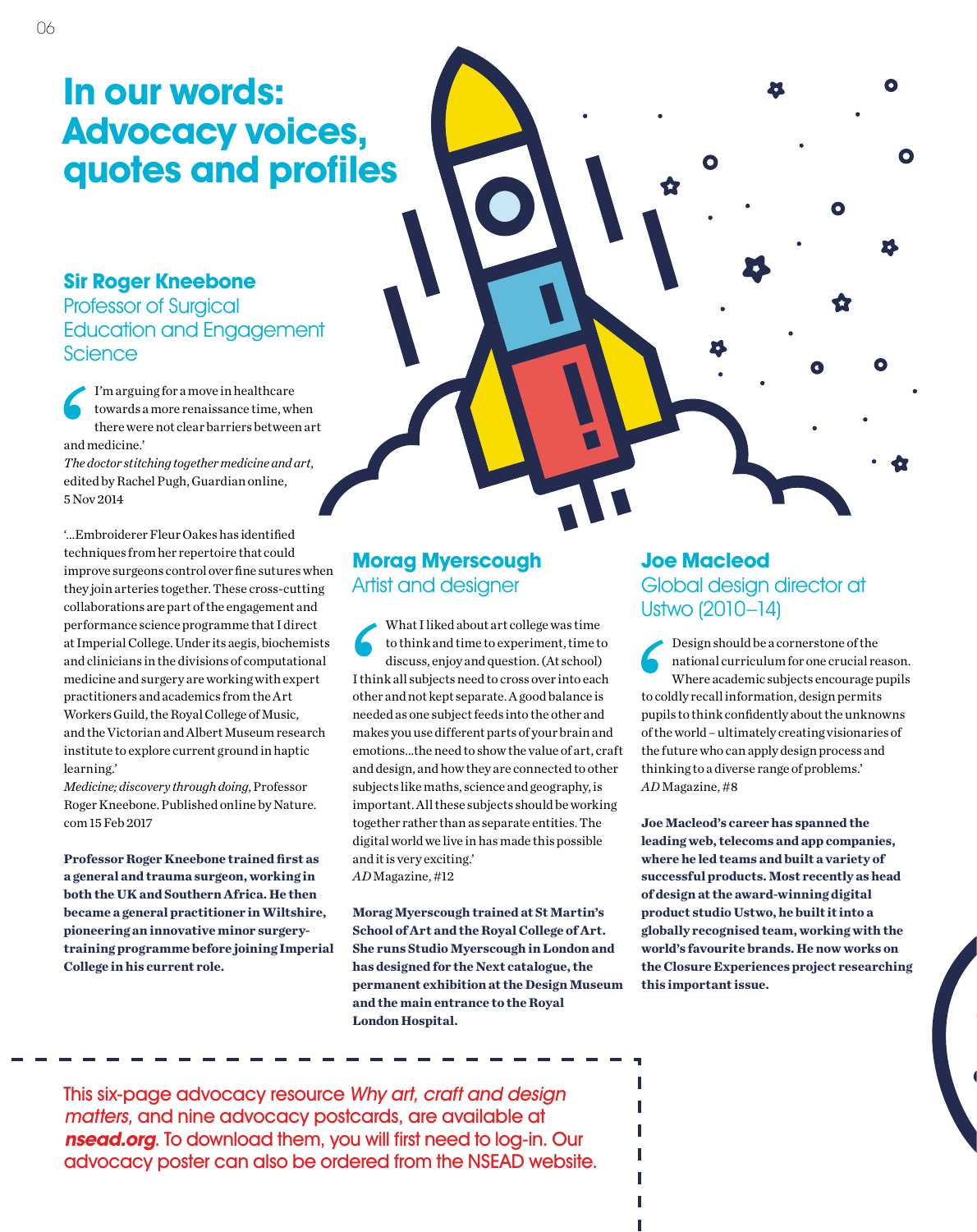# In our words: Advocacy voices, quotes and profiles

## Sir Roger Kneebone

### Professor of Surgical Education and Engagement Science

'I'm arguing for a move in healthcare towards a more renaissance time, when there were not clear barriers between art and medicine.'

*The doctor stitching together medicine and art,* edited by Rachel Pugh, Guardian online, 5 Nov 2014

'...Embroiderer Fleur Oakes has identified techniques from her repertoire that could improve surgeons control over fine sutures when they join arteries together. These cross-cutting collaborations are part of the engagement and performance science programme that I direct at Imperial College. Under its aegis, biochemists and clinicians in the divisions of computational medicine and surgery are working with expert practitioners and academics from the Art Workers Guild, the Royal College of Music, and the Victorian and Albert Museum research institute to explore current ground in haptic learning.'

*Medicine; discovery through doing,* Professor Roger Kneebone. Published online by Nature.com 15 Feb 2017

**Professor Roger Kneebone trained first as a general and trauma surgeon, working in both the UK and Southern Africa. He then became a general practitioner in Wiltshire, pioneering an innovative minor surgery-training programme before joining Imperial College in his current role.**

## Morag Myerscough

### Artist and designer

'What I liked about art college was time to think and time to experiment, time to discuss, enjoy and question. (At school) I think all subjects need to cross over into each other and not kept separate. A good balance is needed as one subject feeds into the other and makes you use different parts of your brain and emotions...the need to show the value of art, craft and design, and how they are connected to other subjects like maths, science and geography, is important. All these subjects should be working together rather than as separate entities. The digital world we live in has made this possible and it is very exciting.'

*AD* Magazine, #12

**Morag Myerscough trained at St Martin's School of Art and the Royal College of Art. She runs Studio Myerscough in London and has designed for the Next catalogue, the permanent exhibition at the Design Museum and the main entrance to the Royal London Hospital.**

## Joe Macleod

### Global design director at Ustwo (2010–14)

'Design should be a cornerstone of the national curriculum for one crucial reason. Where academic subjects encourage pupils to coldly recall information, design permits pupils to think confidently about the unknowns of the world – ultimately creating visionaries of the future who can apply design process and thinking to a diverse range of problems.'

*AD* Magazine, #8

**Joe Macleod's career has spanned the leading web, telecoms and app companies, where he led teams and built a variety of successful products. Most recently as head of design at the award-winning digital product studio Ustwo, he built it into a globally recognised team, working with the world's favourite brands. He now works on the Closure Experiences project researching this important issue.**

---

This six-page advocacy resource *Why art, craft and design matters,* and nine advocacy postcards, are available at ***nsead.org***. To download them, you will first need to log-in. Our advocacy poster can also be ordered from the NSEAD website.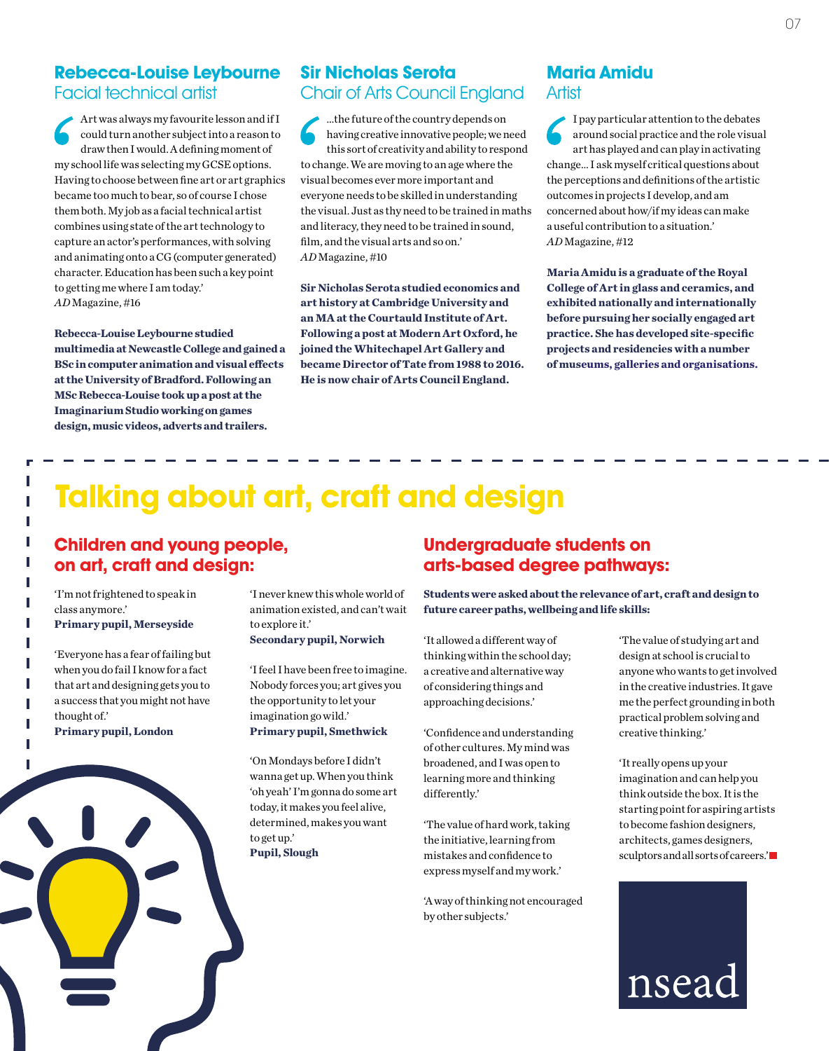### Rebecca-Louise Leybourne
Facial technical artist

'Art was always my favourite lesson and if I could turn another subject into a reason to draw then I would. A defining moment of my school life was selecting my GCSE options. Having to choose between fine art or art graphics became too much to bear, so of course I chose them both. My job as a facial technical artist combines using state of the art technology to capture an actor's performances, with solving and animating onto a CG (computer generated) character. Education has been such a key point to getting me where I am today.'
*AD* Magazine, #16

**Rebecca-Louise Leybourne studied multimedia at Newcastle College and gained a BSc in computer animation and visual effects at the University of Bradford. Following an MSc Rebecca-Louise took up a post at the Imaginarium Studio working on games design, music videos, adverts and trailers.**

### Sir Nicholas Serota
Chair of Arts Council England

'…the future of the country depends on having creative innovative people; we need this sort of creativity and ability to respond to change. We are moving to an age where the visual becomes ever more important and everyone needs to be skilled in understanding the visual. Just as thy need to be trained in maths and literacy, they need to be trained in sound, film, and the visual arts and so on.'
*AD* Magazine, #10

**Sir Nicholas Serota studied economics and art history at Cambridge University and an MA at the Courtauld Institute of Art. Following a post at Modern Art Oxford, he joined the Whitechapel Art Gallery and became Director of Tate from 1988 to 2016. He is now chair of Arts Council England.**

### Maria Amidu
Artist

'I pay particular attention to the debates around social practice and the role visual art has played and can play in activating change… I ask myself critical questions about the perceptions and definitions of the artistic outcomes in projects I develop, and am concerned about how/if my ideas can make a useful contribution to a situation.'
*AD* Magazine, #12

**Maria Amidu is a graduate of the Royal College of Art in glass and ceramics, and exhibited nationally and internationally before pursuing her socially engaged art practice. She has developed site-specific projects and residencies with a number of museums, galleries and organisations.**

## Talking about art, craft and design

### Children and young people, on art, craft and design:

'I'm not frightened to speak in class anymore.'
**Primary pupil, Merseyside**

'Everyone has a fear of failing but when you do fail I know for a fact that art and designing gets you to a success that you might not have thought of.'
**Primary pupil, London**

'I never knew this whole world of animation existed, and can't wait to explore it.'
**Secondary pupil, Norwich**

'I feel I have been free to imagine. Nobody forces you; art gives you the opportunity to let your imagination go wild.'
**Primary pupil, Smethwick**

'On Mondays before I didn't wanna get up. When you think 'oh yeah' I'm gonna do some art today, it makes you feel alive, determined, makes you want to get up.'
**Pupil, Slough**

### Undergraduate students on arts-based degree pathways:

**Students were asked about the relevance of art, craft and design to future career paths, wellbeing and life skills:**

'It allowed a different way of thinking within the school day; a creative and alternative way of considering things and approaching decisions.'

'Confidence and understanding of other cultures. My mind was broadened, and I was open to learning more and thinking differently.'

'The value of hard work, taking the initiative, learning from mistakes and confidence to express myself and my work.'

'A way of thinking not encouraged by other subjects.'

'The value of studying art and design at school is crucial to anyone who wants to get involved in the creative industries. It gave me the perfect grounding in both practical problem solving and creative thinking.'

'It really opens up your imagination and can help you think outside the box. It is the starting point for aspiring artists to become fashion designers, architects, games designers, sculptors and all sorts of careers.'

nsead